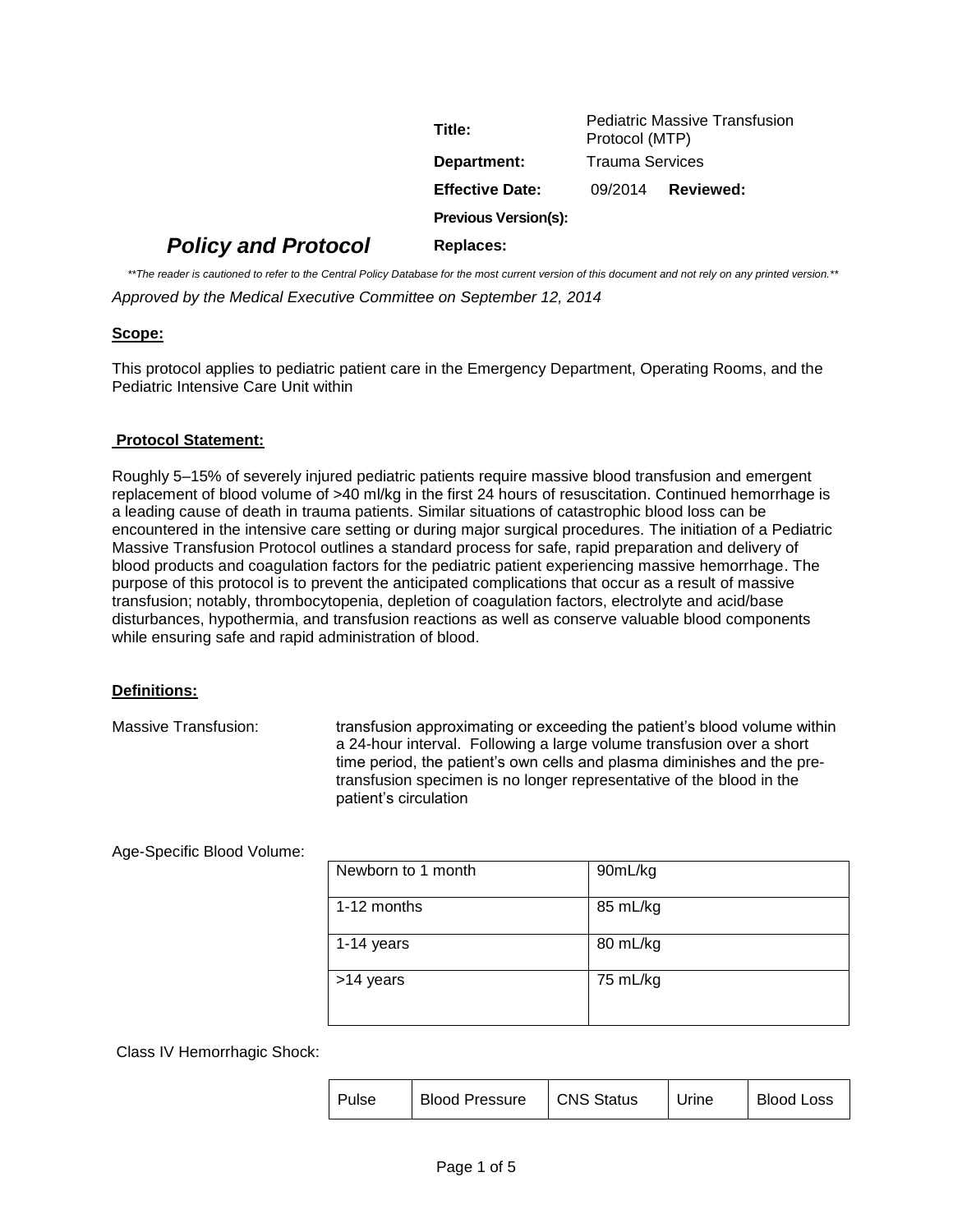| | |
|---|---|
| **Title:** | Pediatric Massive Transfusion Protocol (MTP) |
| **Department:** | Trauma Services |
| **Effective Date:** | 09/2014 **Reviewed:** |
| **Previous Version(s):** | |
| **Replaces:** | |

# *Policy and Protocol*

*\*\*The reader is cautioned to refer to the Central Policy Database for the most current version of this document and not rely on any printed version.\*\**

*Approved by the Medical Executive Committee on September 12, 2014*

## Scope:

This protocol applies to pediatric patient care in the Emergency Department, Operating Rooms, and the Pediatric Intensive Care Unit within

## Protocol Statement:

Roughly 5–15% of severely injured pediatric patients require massive blood transfusion and emergent replacement of blood volume of >40 ml/kg in the first 24 hours of resuscitation. Continued hemorrhage is a leading cause of death in trauma patients. Similar situations of catastrophic blood loss can be encountered in the intensive care setting or during major surgical procedures. The initiation of a Pediatric Massive Transfusion Protocol outlines a standard process for safe, rapid preparation and delivery of blood products and coagulation factors for the pediatric patient experiencing massive hemorrhage. The purpose of this protocol is to prevent the anticipated complications that occur as a result of massive transfusion; notably, thrombocytopenia, depletion of coagulation factors, electrolyte and acid/base disturbances, hypothermia, and transfusion reactions as well as conserve valuable blood components while ensuring safe and rapid administration of blood.

## Definitions:

Massive Transfusion: transfusion approximating or exceeding the patient's blood volume within a 24-hour interval. Following a large volume transfusion over a short time period, the patient's own cells and plasma diminishes and the pre-transfusion specimen is no longer representative of the blood in the patient's circulation

Age-Specific Blood Volume:

| Age | Blood Volume |
|---|---|
| Newborn to 1 month | 90mL/kg |
| 1-12 months | 85 mL/kg |
| 1-14 years | 80 mL/kg |
| >14 years | 75 mL/kg |

Class IV Hemorrhagic Shock:

| Pulse | Blood Pressure | CNS Status | Urine | Blood Loss |
|---|---|---|---|---|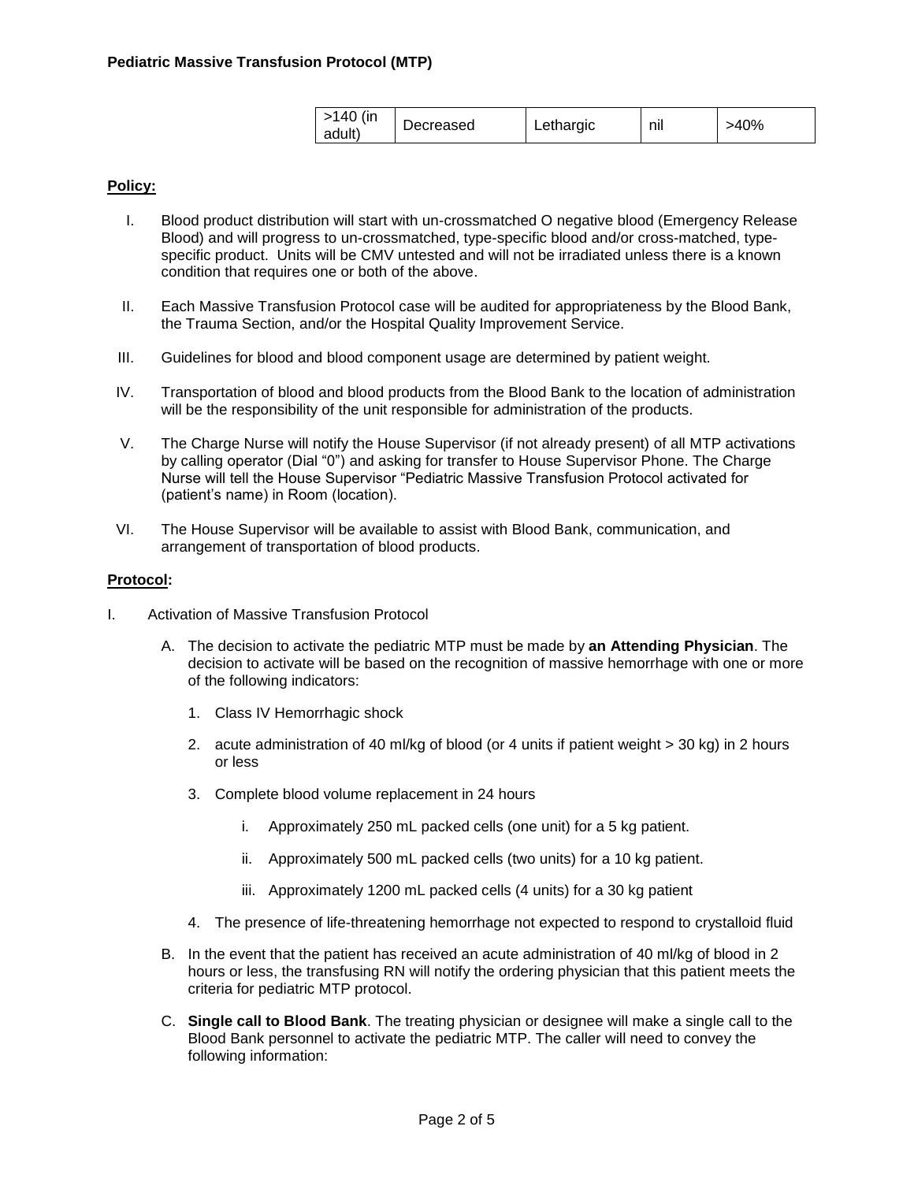| >140 (in adult) | Decreased | Lethargic | nil | >40% |
|---|---|---|---|---|

**Policy:**

I. Blood product distribution will start with un-crossmatched O negative blood (Emergency Release Blood) and will progress to un-crossmatched, type-specific blood and/or cross-matched, type-specific product. Units will be CMV untested and will not be irradiated unless there is a known condition that requires one or both of the above.

II. Each Massive Transfusion Protocol case will be audited for appropriateness by the Blood Bank, the Trauma Section, and/or the Hospital Quality Improvement Service.

III. Guidelines for blood and blood component usage are determined by patient weight.

IV. Transportation of blood and blood products from the Blood Bank to the location of administration will be the responsibility of the unit responsible for administration of the products.

V. The Charge Nurse will notify the House Supervisor (if not already present) of all MTP activations by calling operator (Dial "0") and asking for transfer to House Supervisor Phone. The Charge Nurse will tell the House Supervisor "Pediatric Massive Transfusion Protocol activated for (patient's name) in Room (location).

VI. The House Supervisor will be available to assist with Blood Bank, communication, and arrangement of transportation of blood products.

**Protocol:**

I. Activation of Massive Transfusion Protocol

A. The decision to activate the pediatric MTP must be made by **an Attending Physician**. The decision to activate will be based on the recognition of massive hemorrhage with one or more of the following indicators:

1. Class IV Hemorrhagic shock
2. acute administration of 40 ml/kg of blood (or 4 units if patient weight > 30 kg) in 2 hours or less
3. Complete blood volume replacement in 24 hours
   i. Approximately 250 mL packed cells (one unit) for a 5 kg patient.
   ii. Approximately 500 mL packed cells (two units) for a 10 kg patient.
   iii. Approximately 1200 mL packed cells (4 units) for a 30 kg patient
4. The presence of life-threatening hemorrhage not expected to respond to crystalloid fluid

B. In the event that the patient has received an acute administration of 40 ml/kg of blood in 2 hours or less, the transfusing RN will notify the ordering physician that this patient meets the criteria for pediatric MTP protocol.

C. **Single call to Blood Bank**. The treating physician or designee will make a single call to the Blood Bank personnel to activate the pediatric MTP. The caller will need to convey the following information: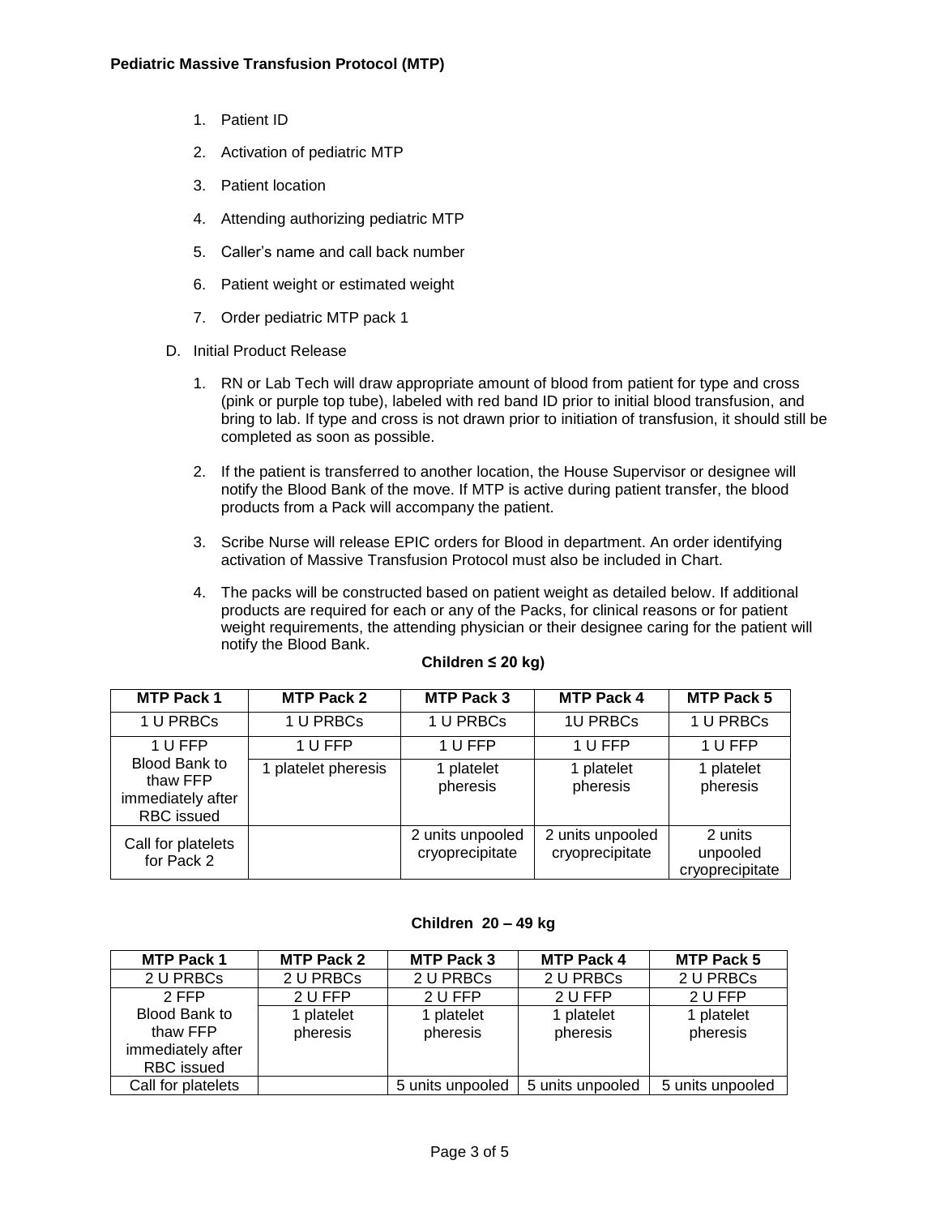**Pediatric Massive Transfusion Protocol (MTP)**

1. Patient ID
2. Activation of pediatric MTP
3. Patient location
4. Attending authorizing pediatric MTP
5. Caller's name and call back number
6. Patient weight or estimated weight
7. Order pediatric MTP pack 1

D. Initial Product Release

1. RN or Lab Tech will draw appropriate amount of blood from patient for type and cross (pink or purple top tube), labeled with red band ID prior to initial blood transfusion, and bring to lab. If type and cross is not drawn prior to initiation of transfusion, it should still be completed as soon as possible.
2. If the patient is transferred to another location, the House Supervisor or designee will notify the Blood Bank of the move. If MTP is active during patient transfer, the blood products from a Pack will accompany the patient.
3. Scribe Nurse will release EPIC orders for Blood in department. An order identifying activation of Massive Transfusion Protocol must also be included in Chart.
4. The packs will be constructed based on patient weight as detailed below. If additional products are required for each or any of the Packs, for clinical reasons or for patient weight requirements, the attending physician or their designee caring for the patient will notify the Blood Bank.

**Children ≤ 20 kg)**

| MTP Pack 1 | MTP Pack 2 | MTP Pack 3 | MTP Pack 4 | MTP Pack 5 |
|---|---|---|---|---|
| 1 U PRBCs | 1 U PRBCs | 1 U PRBCs | 1U PRBCs | 1 U PRBCs |
| 1 U FFP Blood Bank to thaw FFP immediately after RBC issued | 1 U FFP | 1 U FFP | 1 U FFP | 1 U FFP |
| | 1 platelet pheresis | 1 platelet pheresis | 1 platelet pheresis | 1 platelet pheresis |
| Call for platelets for Pack 2 | | 2 units unpooled cryoprecipitate | 2 units unpooled cryoprecipitate | 2 units unpooled cryoprecipitate |

**Children 20 – 49 kg**

| MTP Pack 1 | MTP Pack 2 | MTP Pack 3 | MTP Pack 4 | MTP Pack 5 |
|---|---|---|---|---|
| 2 U PRBCs | 2 U PRBCs | 2 U PRBCs | 2 U PRBCs | 2 U PRBCs |
| 2 FFP Blood Bank to thaw FFP immediately after RBC issued | 2 U FFP | 2 U FFP | 2 U FFP | 2 U FFP |
| | 1 platelet pheresis | 1 platelet pheresis | 1 platelet pheresis | 1 platelet pheresis |
| Call for platelets | | 5 units unpooled | 5 units unpooled | 5 units unpooled |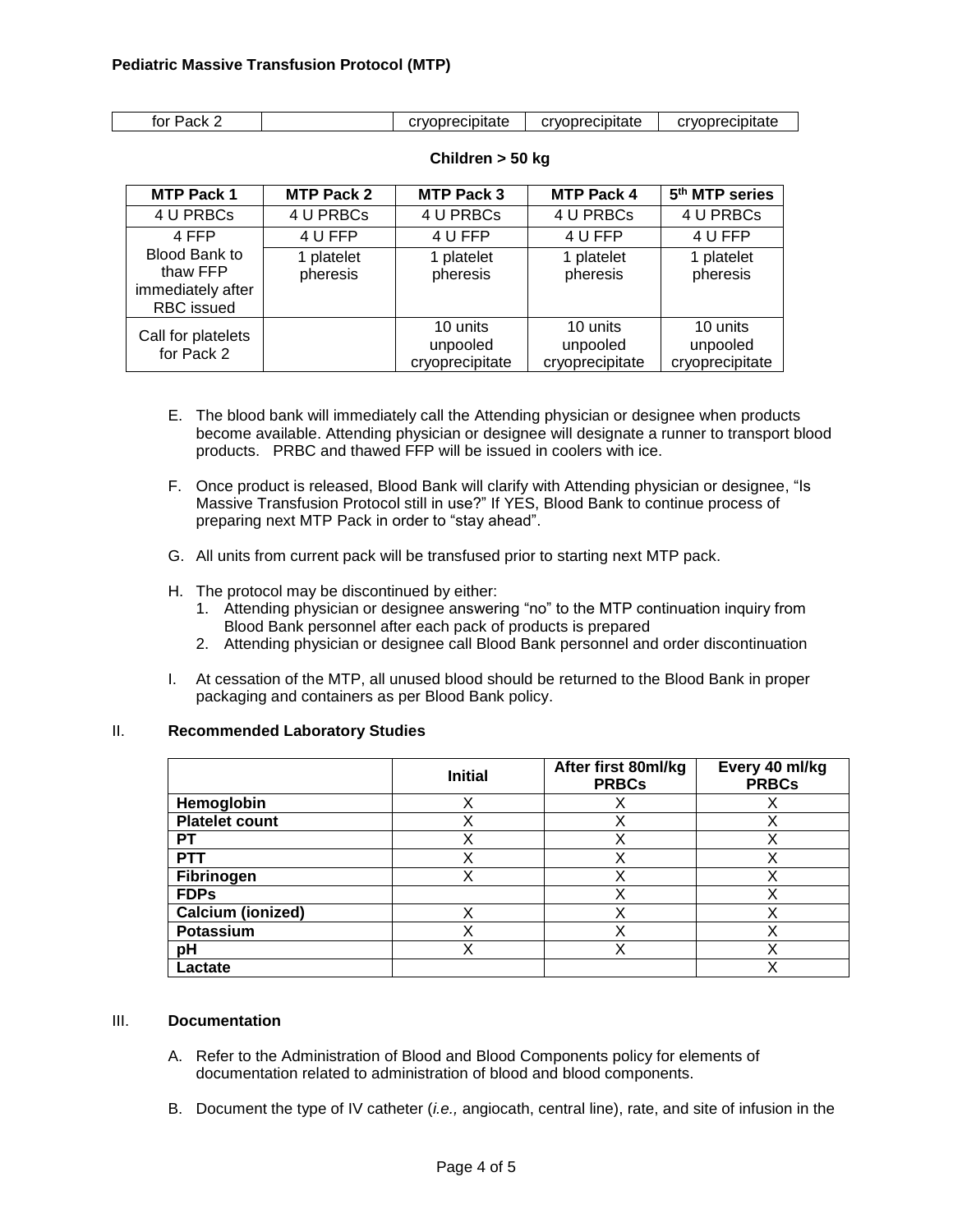| for Pack 2 | | cryoprecipitate | cryoprecipitate | cryoprecipitate |
|---|---|---|---|---|

**Children > 50 kg**

| MTP Pack 1 | MTP Pack 2 | MTP Pack 3 | MTP Pack 4 | 5th MTP series |
|---|---|---|---|---|
| 4 U PRBCs | 4 U PRBCs | 4 U PRBCs | 4 U PRBCs | 4 U PRBCs |
| 4 FFP Blood Bank to thaw FFP immediately after RBC issued | 4 U FFP | 4 U FFP | 4 U FFP | 4 U FFP |
| | 1 platelet pheresis | 1 platelet pheresis | 1 platelet pheresis | 1 platelet pheresis |
| Call for platelets for Pack 2 | | 10 units unpooled cryoprecipitate | 10 units unpooled cryoprecipitate | 10 units unpooled cryoprecipitate |

E. The blood bank will immediately call the Attending physician or designee when products become available. Attending physician or designee will designate a runner to transport blood products. PRBC and thawed FFP will be issued in coolers with ice.

F. Once product is released, Blood Bank will clarify with Attending physician or designee, "Is Massive Transfusion Protocol still in use?" If YES, Blood Bank to continue process of preparing next MTP Pack in order to "stay ahead".

G. All units from current pack will be transfused prior to starting next MTP pack.

H. The protocol may be discontinued by either:
   1. Attending physician or designee answering "no" to the MTP continuation inquiry from Blood Bank personnel after each pack of products is prepared
   2. Attending physician or designee call Blood Bank personnel and order discontinuation

I. At cessation of the MTP, all unused blood should be returned to the Blood Bank in proper packaging and containers as per Blood Bank policy.

## II. Recommended Laboratory Studies

| | Initial | After first 80ml/kg PRBCs | Every 40 ml/kg PRBCs |
|---|---|---|---|
| **Hemoglobin** | X | X | X |
| **Platelet count** | X | X | X |
| **PT** | X | X | X |
| **PTT** | X | X | X |
| **Fibrinogen** | X | X | X |
| **FDPs** | | X | X |
| **Calcium (ionized)** | X | X | X |
| **Potassium** | X | X | X |
| **pH** | X | X | X |
| **Lactate** | | | X |

## III. Documentation

A. Refer to the Administration of Blood and Blood Components policy for elements of documentation related to administration of blood and blood components.

B. Document the type of IV catheter (*i.e.,* angiocath, central line), rate, and site of infusion in the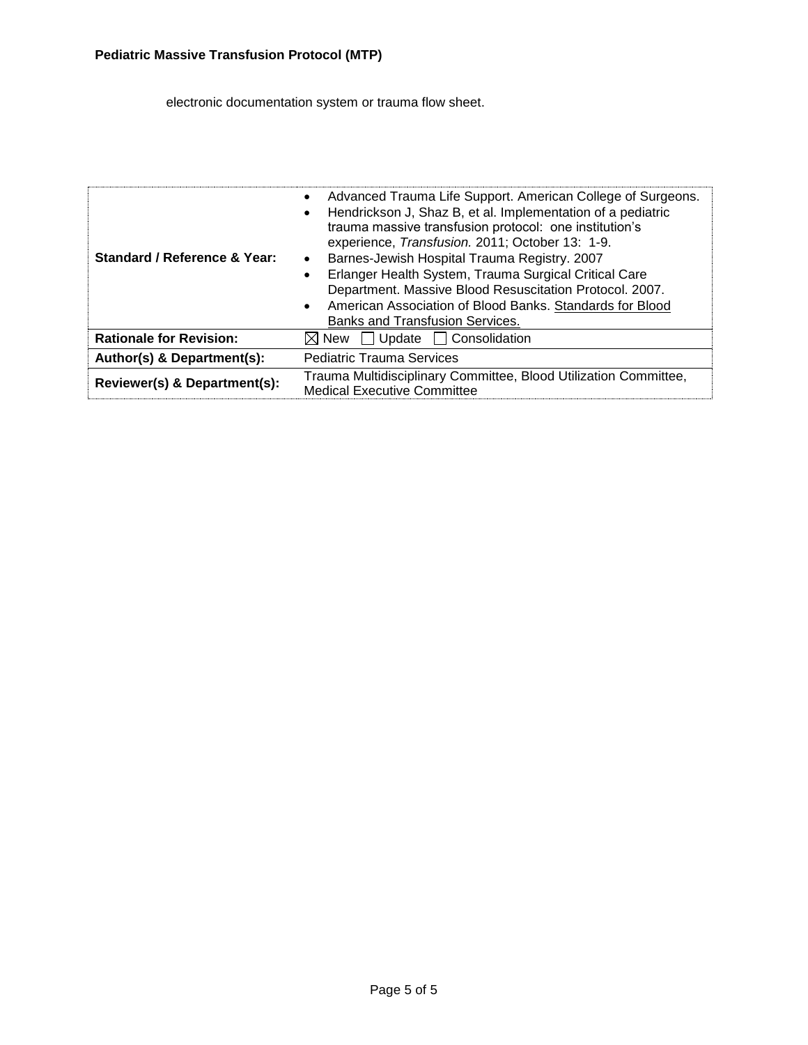electronic documentation system or trauma flow sheet.

| | |
|---|---|
| **Standard / Reference & Year:** | • Advanced Trauma Life Support. American College of Surgeons.<br>• Hendrickson J, Shaz B, et al. Implementation of a pediatric trauma massive transfusion protocol: one institution's experience, *Transfusion.* 2011; October 13: 1-9.<br>• Barnes-Jewish Hospital Trauma Registry. 2007<br>• Erlanger Health System, Trauma Surgical Critical Care Department. Massive Blood Resuscitation Protocol. 2007.<br>• American Association of Blood Banks. Standards for Blood Banks and Transfusion Services. |
| **Rationale for Revision:** | ☒ New ☐ Update ☐ Consolidation |
| **Author(s) & Department(s):** | Pediatric Trauma Services |
| **Reviewer(s) & Department(s):** | Trauma Multidisciplinary Committee, Blood Utilization Committee, Medical Executive Committee |